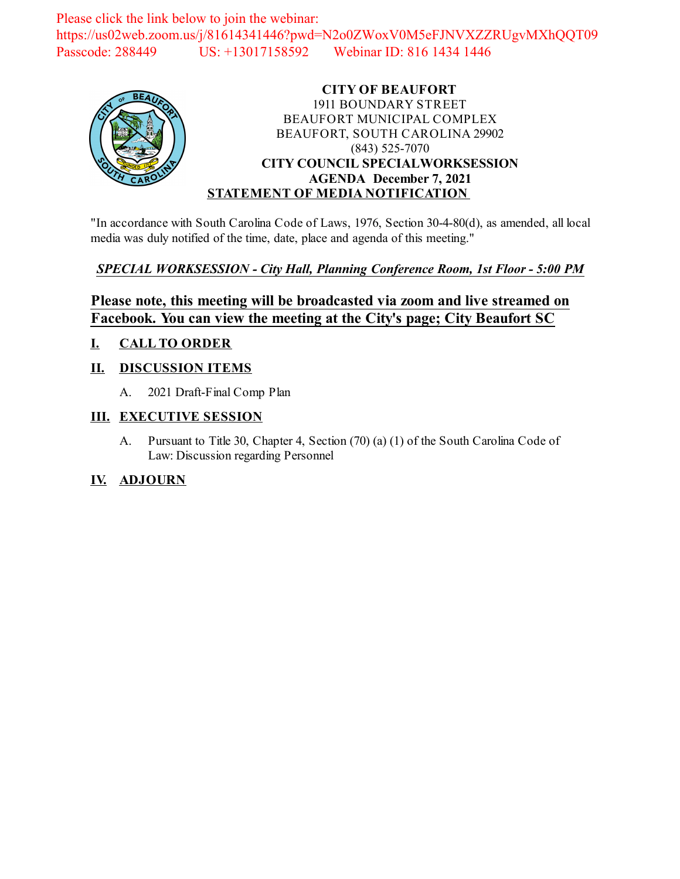Please click the link below to join the webinar:
https://us02web.zoom.us/j/81614341446?pwd=N2o0ZWoxV0M5eFJNVXZZRUgvMXhQQT09
Passcode: 288449 US: +13017158592 Webinar ID: 816 1434 1446

**CITY OF BEAUFORT**
1911 BOUNDARY STREET
BEAUFORT MUNICIPAL COMPLEX
BEAUFORT, SOUTH CAROLINA 29902
(843) 525-7070
**CITY COUNCIL SPECIALWORKSESSION**
**AGENDA December 7, 2021**
**STATEMENT OF MEDIA NOTIFICATION**

"In accordance with South Carolina Code of Laws, 1976, Section 30-4-80(d), as amended, all local media was duly notified of the time, date, place and agenda of this meeting."

***SPECIAL WORKSESSION - City Hall, Planning Conference Room, 1st Floor - 5:00 PM***

**Please note, this meeting will be broadcasted via zoom and live streamed on Facebook. You can view the meeting at the City's page; City Beaufort SC**

## I. CALL TO ORDER

## II. DISCUSSION ITEMS

A. 2021 Draft-Final Comp Plan

## III. EXECUTIVE SESSION

A. Pursuant to Title 30, Chapter 4, Section (70) (a) (1) of the South Carolina Code of Law: Discussion regarding Personnel

## IV. ADJOURN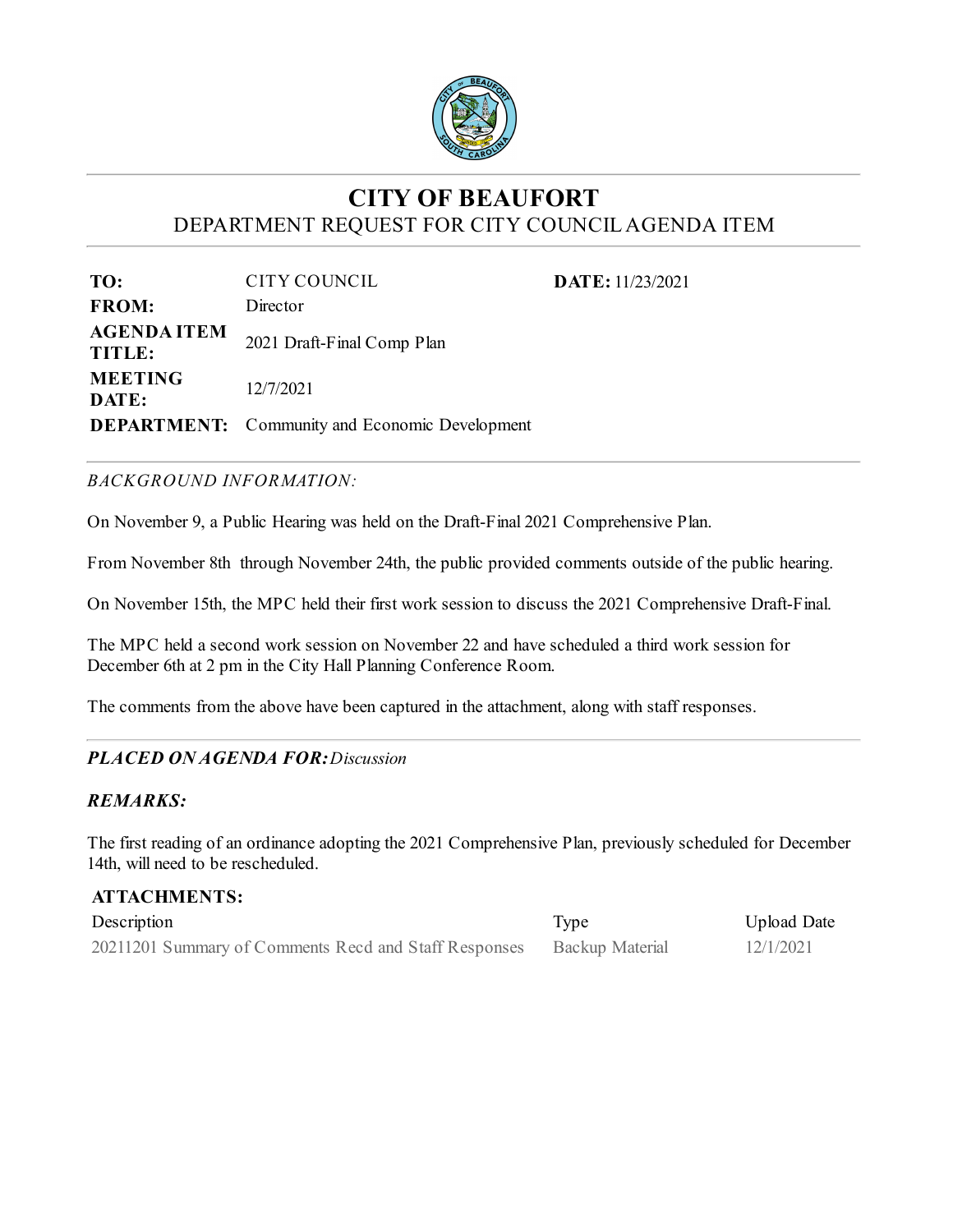# CITY OF BEAUFORT

## DEPARTMENT REQUEST FOR CITY COUNCIL AGENDA ITEM

| | | |
|---|---|---|
| **TO:** | CITY COUNCIL | **DATE:** 11/23/2021 |
| **FROM:** | Director | |
| **AGENDA ITEM TITLE:** | 2021 Draft-Final Comp Plan | |
| **MEETING DATE:** | 12/7/2021 | |
| **DEPARTMENT:** | Community and Economic Development | |

*BACKGROUND INFORMATION:*

On November 9, a Public Hearing was held on the Draft-Final 2021 Comprehensive Plan.

From November 8th through November 24th, the public provided comments outside of the public hearing.

On November 15th, the MPC held their first work session to discuss the 2021 Comprehensive Draft-Final.

The MPC held a second work session on November 22 and have scheduled a third work session for December 6th at 2 pm in the City Hall Planning Conference Room.

The comments from the above have been captured in the attachment, along with staff responses.

***PLACED ON AGENDA FOR:*** *Discussion*

***REMARKS:***

The first reading of an ordinance adopting the 2021 Comprehensive Plan, previously scheduled for December 14th, will need to be rescheduled.

**ATTACHMENTS:**

| Description | Type | Upload Date |
|---|---|---|
| 20211201 Summary of Comments Recd and Staff Responses | Backup Material | 12/1/2021 |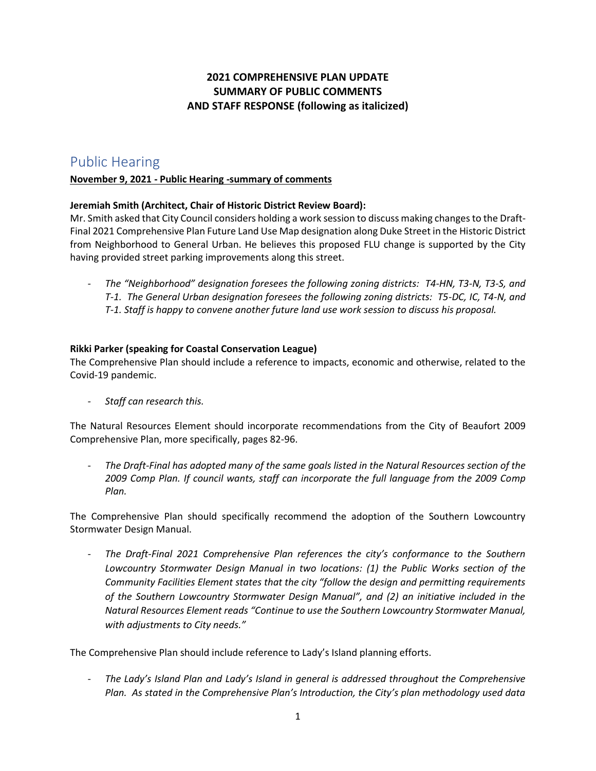**2021 COMPREHENSIVE PLAN UPDATE**
**SUMMARY OF PUBLIC COMMENTS**
**AND STAFF RESPONSE (following as italicized)**

# Public Hearing

**November 9, 2021 - Public Hearing -summary of comments**

**Jeremiah Smith (Architect, Chair of Historic District Review Board):**
Mr. Smith asked that City Council considers holding a work session to discuss making changes to the Draft-Final 2021 Comprehensive Plan Future Land Use Map designation along Duke Street in the Historic District from Neighborhood to General Urban. He believes this proposed FLU change is supported by the City having provided street parking improvements along this street.

- *The "Neighborhood" designation foresees the following zoning districts: T4-HN, T3-N, T3-S, and T-1. The General Urban designation foresees the following zoning districts: T5-DC, IC, T4-N, and T-1. Staff is happy to convene another future land use work session to discuss his proposal.*

**Rikki Parker (speaking for Coastal Conservation League)**
The Comprehensive Plan should include a reference to impacts, economic and otherwise, related to the Covid-19 pandemic.

- *Staff can research this.*

The Natural Resources Element should incorporate recommendations from the City of Beaufort 2009 Comprehensive Plan, more specifically, pages 82-96.

- *The Draft-Final has adopted many of the same goals listed in the Natural Resources section of the 2009 Comp Plan. If council wants, staff can incorporate the full language from the 2009 Comp Plan.*

The Comprehensive Plan should specifically recommend the adoption of the Southern Lowcountry Stormwater Design Manual.

- *The Draft-Final 2021 Comprehensive Plan references the city's conformance to the Southern Lowcountry Stormwater Design Manual in two locations: (1) the Public Works section of the Community Facilities Element states that the city "follow the design and permitting requirements of the Southern Lowcountry Stormwater Design Manual", and (2) an initiative included in the Natural Resources Element reads "Continue to use the Southern Lowcountry Stormwater Manual, with adjustments to City needs."*

The Comprehensive Plan should include reference to Lady's Island planning efforts.

- *The Lady's Island Plan and Lady's Island in general is addressed throughout the Comprehensive Plan. As stated in the Comprehensive Plan's Introduction, the City's plan methodology used data*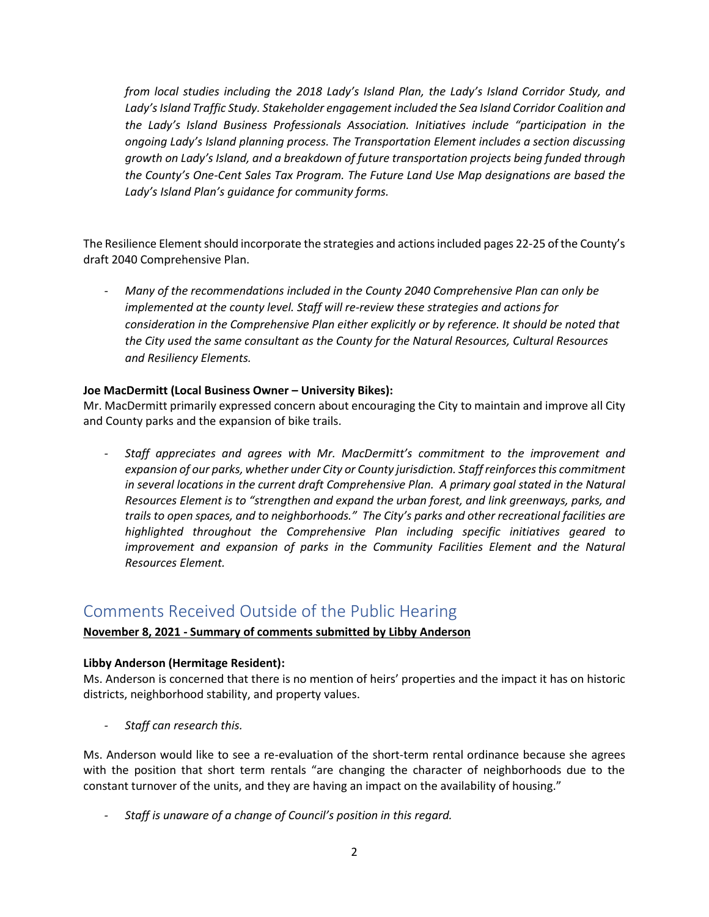*from local studies including the 2018 Lady's Island Plan, the Lady's Island Corridor Study, and Lady's Island Traffic Study. Stakeholder engagement included the Sea Island Corridor Coalition and the Lady's Island Business Professionals Association. Initiatives include "participation in the ongoing Lady's Island planning process. The Transportation Element includes a section discussing growth on Lady's Island, and a breakdown of future transportation projects being funded through the County's One-Cent Sales Tax Program. The Future Land Use Map designations are based the Lady's Island Plan's guidance for community forms.*

The Resilience Element should incorporate the strategies and actions included pages 22-25 of the County's draft 2040 Comprehensive Plan.

- *Many of the recommendations included in the County 2040 Comprehensive Plan can only be implemented at the county level. Staff will re-review these strategies and actions for consideration in the Comprehensive Plan either explicitly or by reference. It should be noted that the City used the same consultant as the County for the Natural Resources, Cultural Resources and Resiliency Elements.*

**Joe MacDermitt (Local Business Owner – University Bikes):**
Mr. MacDermitt primarily expressed concern about encouraging the City to maintain and improve all City and County parks and the expansion of bike trails.

- *Staff appreciates and agrees with Mr. MacDermitt's commitment to the improvement and expansion of our parks, whether under City or County jurisdiction. Staff reinforces this commitment in several locations in the current draft Comprehensive Plan. A primary goal stated in the Natural Resources Element is to "strengthen and expand the urban forest, and link greenways, parks, and trails to open spaces, and to neighborhoods." The City's parks and other recreational facilities are highlighted throughout the Comprehensive Plan including specific initiatives geared to improvement and expansion of parks in the Community Facilities Element and the Natural Resources Element.*

## Comments Received Outside of the Public Hearing

**November 8, 2021 - Summary of comments submitted by Libby Anderson**

**Libby Anderson (Hermitage Resident):**
Ms. Anderson is concerned that there is no mention of heirs' properties and the impact it has on historic districts, neighborhood stability, and property values.

- *Staff can research this.*

Ms. Anderson would like to see a re-evaluation of the short-term rental ordinance because she agrees with the position that short term rentals "are changing the character of neighborhoods due to the constant turnover of the units, and they are having an impact on the availability of housing."

- *Staff is unaware of a change of Council's position in this regard.*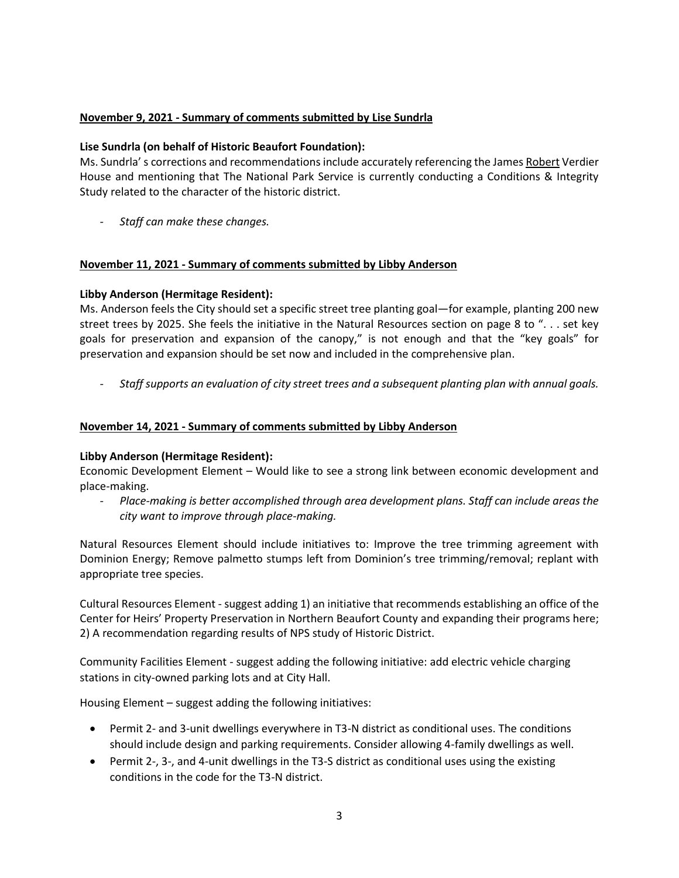**November 9, 2021 - Summary of comments submitted by Lise Sundrla**

**Lise Sundrla (on behalf of Historic Beaufort Foundation):**
Ms. Sundrla' s corrections and recommendations include accurately referencing the James Robert Verdier House and mentioning that The National Park Service is currently conducting a Conditions & Integrity Study related to the character of the historic district.

- *Staff can make these changes.*

**November 11, 2021 - Summary of comments submitted by Libby Anderson**

**Libby Anderson (Hermitage Resident):**
Ms. Anderson feels the City should set a specific street tree planting goal—for example, planting 200 new street trees by 2025. She feels the initiative in the Natural Resources section on page 8 to ". . . set key goals for preservation and expansion of the canopy," is not enough and that the "key goals" for preservation and expansion should be set now and included in the comprehensive plan.

- *Staff supports an evaluation of city street trees and a subsequent planting plan with annual goals.*

**November 14, 2021 - Summary of comments submitted by Libby Anderson**

**Libby Anderson (Hermitage Resident):**
Economic Development Element – Would like to see a strong link between economic development and place-making.

- *Place-making is better accomplished through area development plans. Staff can include areas the city want to improve through place-making.*

Natural Resources Element should include initiatives to: Improve the tree trimming agreement with Dominion Energy; Remove palmetto stumps left from Dominion's tree trimming/removal; replant with appropriate tree species.

Cultural Resources Element - suggest adding 1) an initiative that recommends establishing an office of the Center for Heirs' Property Preservation in Northern Beaufort County and expanding their programs here; 2) A recommendation regarding results of NPS study of Historic District.

Community Facilities Element - suggest adding the following initiative: add electric vehicle charging stations in city-owned parking lots and at City Hall.

Housing Element – suggest adding the following initiatives:

- Permit 2- and 3-unit dwellings everywhere in T3-N district as conditional uses. The conditions should include design and parking requirements. Consider allowing 4-family dwellings as well.
- Permit 2-, 3-, and 4-unit dwellings in the T3-S district as conditional uses using the existing conditions in the code for the T3-N district.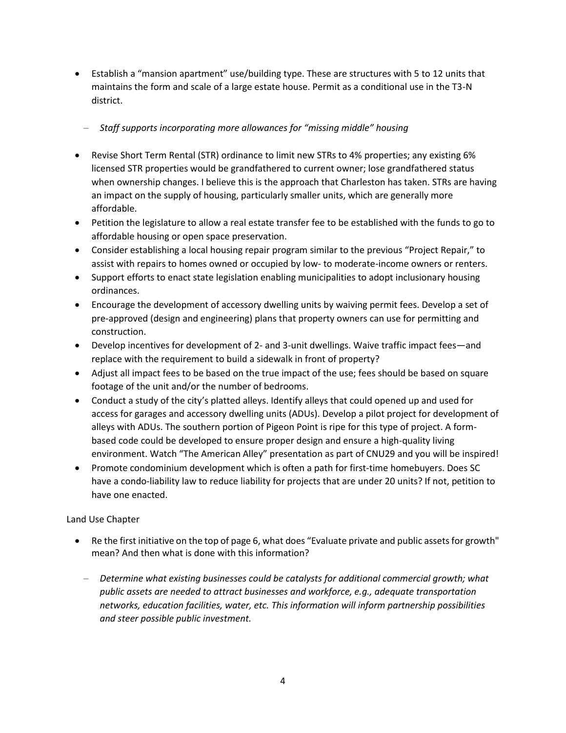- Establish a “mansion apartment” use/building type. These are structures with 5 to 12 units that maintains the form and scale of a large estate house. Permit as a conditional use in the T3-N district.

  - *Staff supports incorporating more allowances for “missing middle” housing*

- Revise Short Term Rental (STR) ordinance to limit new STRs to 4% properties; any existing 6% licensed STR properties would be grandfathered to current owner; lose grandfathered status when ownership changes. I believe this is the approach that Charleston has taken. STRs are having an impact on the supply of housing, particularly smaller units, which are generally more affordable.
- Petition the legislature to allow a real estate transfer fee to be established with the funds to go to affordable housing or open space preservation.
- Consider establishing a local housing repair program similar to the previous “Project Repair,” to assist with repairs to homes owned or occupied by low- to moderate-income owners or renters.
- Support efforts to enact state legislation enabling municipalities to adopt inclusionary housing ordinances.
- Encourage the development of accessory dwelling units by waiving permit fees. Develop a set of pre-approved (design and engineering) plans that property owners can use for permitting and construction.
- Develop incentives for development of 2- and 3-unit dwellings. Waive traffic impact fees—and replace with the requirement to build a sidewalk in front of property?
- Adjust all impact fees to be based on the true impact of the use; fees should be based on square footage of the unit and/or the number of bedrooms.
- Conduct a study of the city’s platted alleys. Identify alleys that could opened up and used for access for garages and accessory dwelling units (ADUs). Develop a pilot project for development of alleys with ADUs. The southern portion of Pigeon Point is ripe for this type of project. A form-based code could be developed to ensure proper design and ensure a high-quality living environment. Watch “The American Alley” presentation as part of CNU29 and you will be inspired!
- Promote condominium development which is often a path for first-time homebuyers. Does SC have a condo-liability law to reduce liability for projects that are under 20 units? If not, petition to have one enacted.

Land Use Chapter

- Re the first initiative on the top of page 6, what does “Evaluate private and public assets for growth" mean? And then what is done with this information?

  - *Determine what existing businesses could be catalysts for additional commercial growth; what public assets are needed to attract businesses and workforce, e.g., adequate transportation networks, education facilities, water, etc. This information will inform partnership possibilities and steer possible public investment.*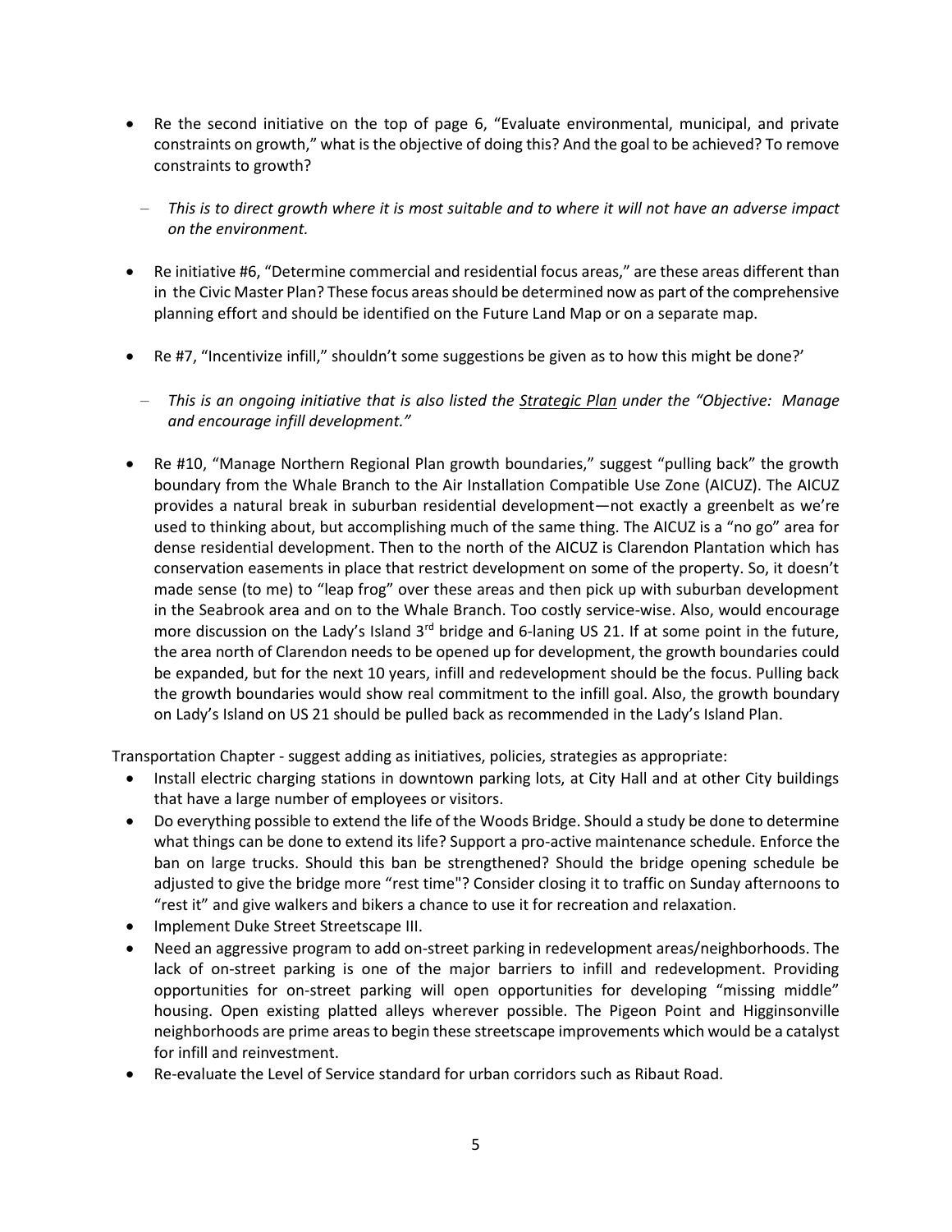- Re the second initiative on the top of page 6, "Evaluate environmental, municipal, and private constraints on growth," what is the objective of doing this? And the goal to be achieved? To remove constraints to growth?

  – *This is to direct growth where it is most suitable and to where it will not have an adverse impact on the environment.*

- Re initiative #6, "Determine commercial and residential focus areas," are these areas different than in the Civic Master Plan? These focus areas should be determined now as part of the comprehensive planning effort and should be identified on the Future Land Map or on a separate map.

- Re #7, "Incentivize infill," shouldn't some suggestions be given as to how this might be done?'

  – *This is an ongoing initiative that is also listed the Strategic Plan under the "Objective: Manage and encourage infill development."*

- Re #10, "Manage Northern Regional Plan growth boundaries," suggest "pulling back" the growth boundary from the Whale Branch to the Air Installation Compatible Use Zone (AICUZ). The AICUZ provides a natural break in suburban residential development—not exactly a greenbelt as we're used to thinking about, but accomplishing much of the same thing. The AICUZ is a "no go" area for dense residential development. Then to the north of the AICUZ is Clarendon Plantation which has conservation easements in place that restrict development on some of the property. So, it doesn't made sense (to me) to "leap frog" over these areas and then pick up with suburban development in the Seabrook area and on to the Whale Branch. Too costly service-wise. Also, would encourage more discussion on the Lady's Island 3rd bridge and 6-laning US 21. If at some point in the future, the area north of Clarendon needs to be opened up for development, the growth boundaries could be expanded, but for the next 10 years, infill and redevelopment should be the focus. Pulling back the growth boundaries would show real commitment to the infill goal. Also, the growth boundary on Lady's Island on US 21 should be pulled back as recommended in the Lady's Island Plan.

Transportation Chapter - suggest adding as initiatives, policies, strategies as appropriate:

- Install electric charging stations in downtown parking lots, at City Hall and at other City buildings that have a large number of employees or visitors.
- Do everything possible to extend the life of the Woods Bridge. Should a study be done to determine what things can be done to extend its life? Support a pro-active maintenance schedule. Enforce the ban on large trucks. Should this ban be strengthened? Should the bridge opening schedule be adjusted to give the bridge more "rest time"? Consider closing it to traffic on Sunday afternoons to "rest it" and give walkers and bikers a chance to use it for recreation and relaxation.
- Implement Duke Street Streetscape III.
- Need an aggressive program to add on-street parking in redevelopment areas/neighborhoods. The lack of on-street parking is one of the major barriers to infill and redevelopment. Providing opportunities for on-street parking will open opportunities for developing "missing middle" housing. Open existing platted alleys wherever possible. The Pigeon Point and Higginsonville neighborhoods are prime areas to begin these streetscape improvements which would be a catalyst for infill and reinvestment.
- Re-evaluate the Level of Service standard for urban corridors such as Ribaut Road.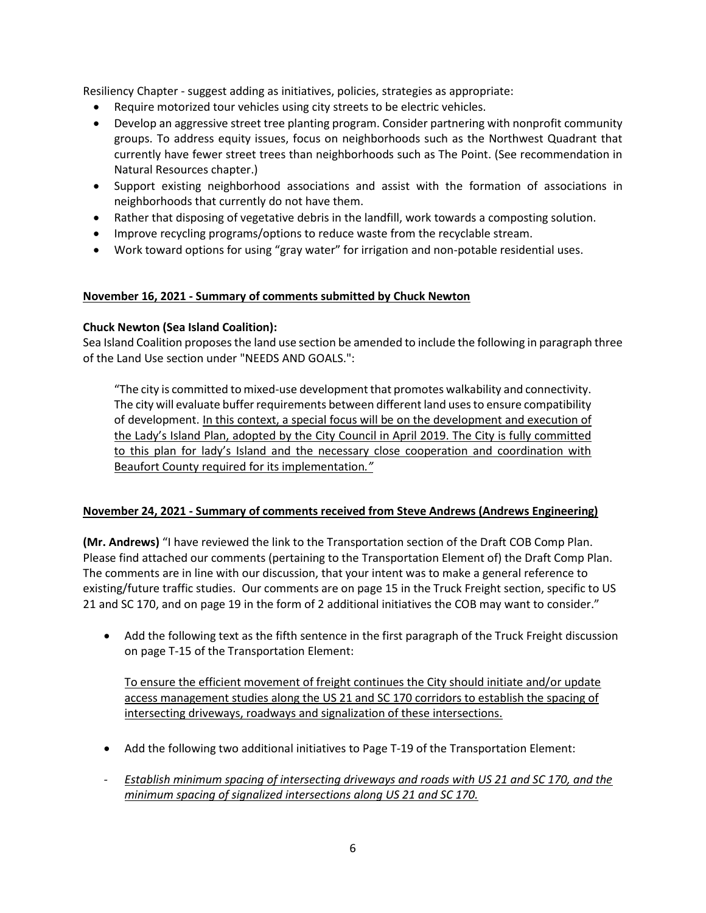Resiliency Chapter - suggest adding as initiatives, policies, strategies as appropriate:

- Require motorized tour vehicles using city streets to be electric vehicles.
- Develop an aggressive street tree planting program. Consider partnering with nonprofit community groups. To address equity issues, focus on neighborhoods such as the Northwest Quadrant that currently have fewer street trees than neighborhoods such as The Point. (See recommendation in Natural Resources chapter.)
- Support existing neighborhood associations and assist with the formation of associations in neighborhoods that currently do not have them.
- Rather that disposing of vegetative debris in the landfill, work towards a composting solution.
- Improve recycling programs/options to reduce waste from the recyclable stream.
- Work toward options for using "gray water" for irrigation and non-potable residential uses.

**November 16, 2021 - Summary of comments submitted by Chuck Newton**

**Chuck Newton (Sea Island Coalition):**
Sea Island Coalition proposes the land use section be amended to include the following in paragraph three of the Land Use section under "NEEDS AND GOALS.":

> "The city is committed to mixed-use development that promotes walkability and connectivity. The city will evaluate buffer requirements between different land uses to ensure compatibility of development. <u>In this context, a special focus will be on the development and execution of the Lady's Island Plan, adopted by the City Council in April 2019. The City is fully committed to this plan for lady's Island and the necessary close cooperation and coordination with Beaufort County required for its implementation."</u>

**November 24, 2021 - Summary of comments received from Steve Andrews (Andrews Engineering)**

**(Mr. Andrews)** "I have reviewed the link to the Transportation section of the Draft COB Comp Plan. Please find attached our comments (pertaining to the Transportation Element of) the Draft Comp Plan. The comments are in line with our discussion, that your intent was to make a general reference to existing/future traffic studies. Our comments are on page 15 in the Truck Freight section, specific to US 21 and SC 170, and on page 19 in the form of 2 additional initiatives the COB may want to consider."

- Add the following text as the fifth sentence in the first paragraph of the Truck Freight discussion on page T-15 of the Transportation Element:

  <u>To ensure the efficient movement of freight continues the City should initiate and/or update access management studies along the US 21 and SC 170 corridors to establish the spacing of intersecting driveways, roadways and signalization of these intersections.</u>

- Add the following two additional initiatives to Page T-19 of the Transportation Element:

- *<u>Establish minimum spacing of intersecting driveways and roads with US 21 and SC 170, and the minimum spacing of signalized intersections along US 21 and SC 170.</u>*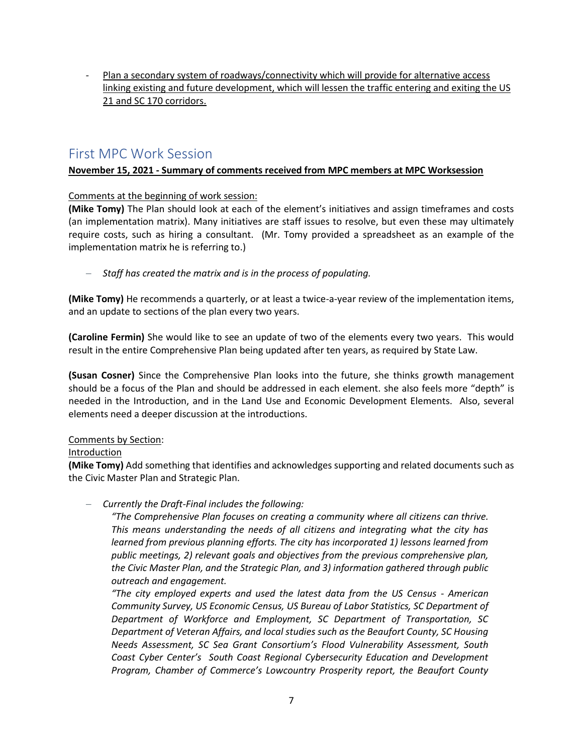- Plan a secondary system of roadways/connectivity which will provide for alternative access linking existing and future development, which will lessen the traffic entering and exiting the US 21 and SC 170 corridors.

## First MPC Work Session

**November 15, 2021 - Summary of comments received from MPC members at MPC Worksession**

Comments at the beginning of work session:

**(Mike Tomy)** The Plan should look at each of the element's initiatives and assign timeframes and costs (an implementation matrix). Many initiatives are staff issues to resolve, but even these may ultimately require costs, such as hiring a consultant. (Mr. Tomy provided a spreadsheet as an example of the implementation matrix he is referring to.)

- *Staff has created the matrix and is in the process of populating.*

**(Mike Tomy)** He recommends a quarterly, or at least a twice-a-year review of the implementation items, and an update to sections of the plan every two years.

**(Caroline Fermin)** She would like to see an update of two of the elements every two years. This would result in the entire Comprehensive Plan being updated after ten years, as required by State Law.

**(Susan Cosner)** Since the Comprehensive Plan looks into the future, she thinks growth management should be a focus of the Plan and should be addressed in each element. she also feels more "depth" is needed in the Introduction, and in the Land Use and Economic Development Elements. Also, several elements need a deeper discussion at the introductions.

Comments by Section:

Introduction

**(Mike Tomy)** Add something that identifies and acknowledges supporting and related documents such as the Civic Master Plan and Strategic Plan.

- *Currently the Draft-Final includes the following:*

  *"The Comprehensive Plan focuses on creating a community where all citizens can thrive. This means understanding the needs of all citizens and integrating what the city has learned from previous planning efforts. The city has incorporated 1) lessons learned from public meetings, 2) relevant goals and objectives from the previous comprehensive plan, the Civic Master Plan, and the Strategic Plan, and 3) information gathered through public outreach and engagement.*

  *"The city employed experts and used the latest data from the US Census - American Community Survey, US Economic Census, US Bureau of Labor Statistics, SC Department of Department of Workforce and Employment, SC Department of Transportation, SC Department of Veteran Affairs, and local studies such as the Beaufort County, SC Housing Needs Assessment, SC Sea Grant Consortium's Flood Vulnerability Assessment, South Coast Cyber Center's South Coast Regional Cybersecurity Education and Development Program, Chamber of Commerce's Lowcountry Prosperity report, the Beaufort County*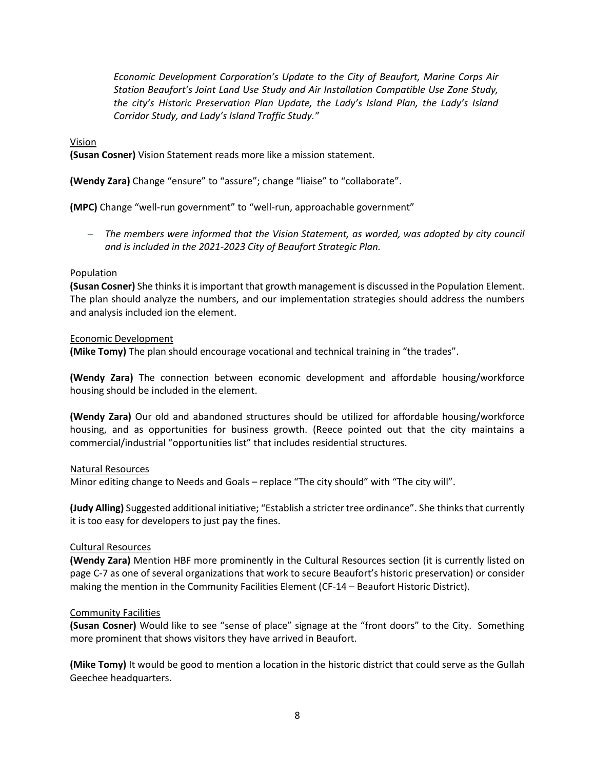*Economic Development Corporation's Update to the City of Beaufort, Marine Corps Air Station Beaufort's Joint Land Use Study and Air Installation Compatible Use Zone Study, the city's Historic Preservation Plan Update, the Lady's Island Plan, the Lady's Island Corridor Study, and Lady's Island Traffic Study."*

<u>Vision</u>

**(Susan Cosner)** Vision Statement reads more like a mission statement.

**(Wendy Zara)** Change "ensure" to "assure"; change "liaise" to "collaborate".

**(MPC)** Change "well-run government" to "well-run, approachable government"

- *The members were informed that the Vision Statement, as worded, was adopted by city council and is included in the 2021-2023 City of Beaufort Strategic Plan.*

<u>Population</u>

**(Susan Cosner)** She thinks it is important that growth management is discussed in the Population Element. The plan should analyze the numbers, and our implementation strategies should address the numbers and analysis included ion the element.

<u>Economic Development</u>

**(Mike Tomy)** The plan should encourage vocational and technical training in "the trades".

**(Wendy Zara)** The connection between economic development and affordable housing/workforce housing should be included in the element.

**(Wendy Zara)** Our old and abandoned structures should be utilized for affordable housing/workforce housing, and as opportunities for business growth. (Reece pointed out that the city maintains a commercial/industrial "opportunities list" that includes residential structures.

<u>Natural Resources</u>

Minor editing change to Needs and Goals – replace "The city should" with "The city will".

**(Judy Alling)** Suggested additional initiative; "Establish a stricter tree ordinance". She thinks that currently it is too easy for developers to just pay the fines.

<u>Cultural Resources</u>

**(Wendy Zara)** Mention HBF more prominently in the Cultural Resources section (it is currently listed on page C-7 as one of several organizations that work to secure Beaufort's historic preservation) or consider making the mention in the Community Facilities Element (CF-14 – Beaufort Historic District).

<u>Community Facilities</u>

**(Susan Cosner)** Would like to see "sense of place" signage at the "front doors" to the City. Something more prominent that shows visitors they have arrived in Beaufort.

**(Mike Tomy)** It would be good to mention a location in the historic district that could serve as the Gullah Geechee headquarters.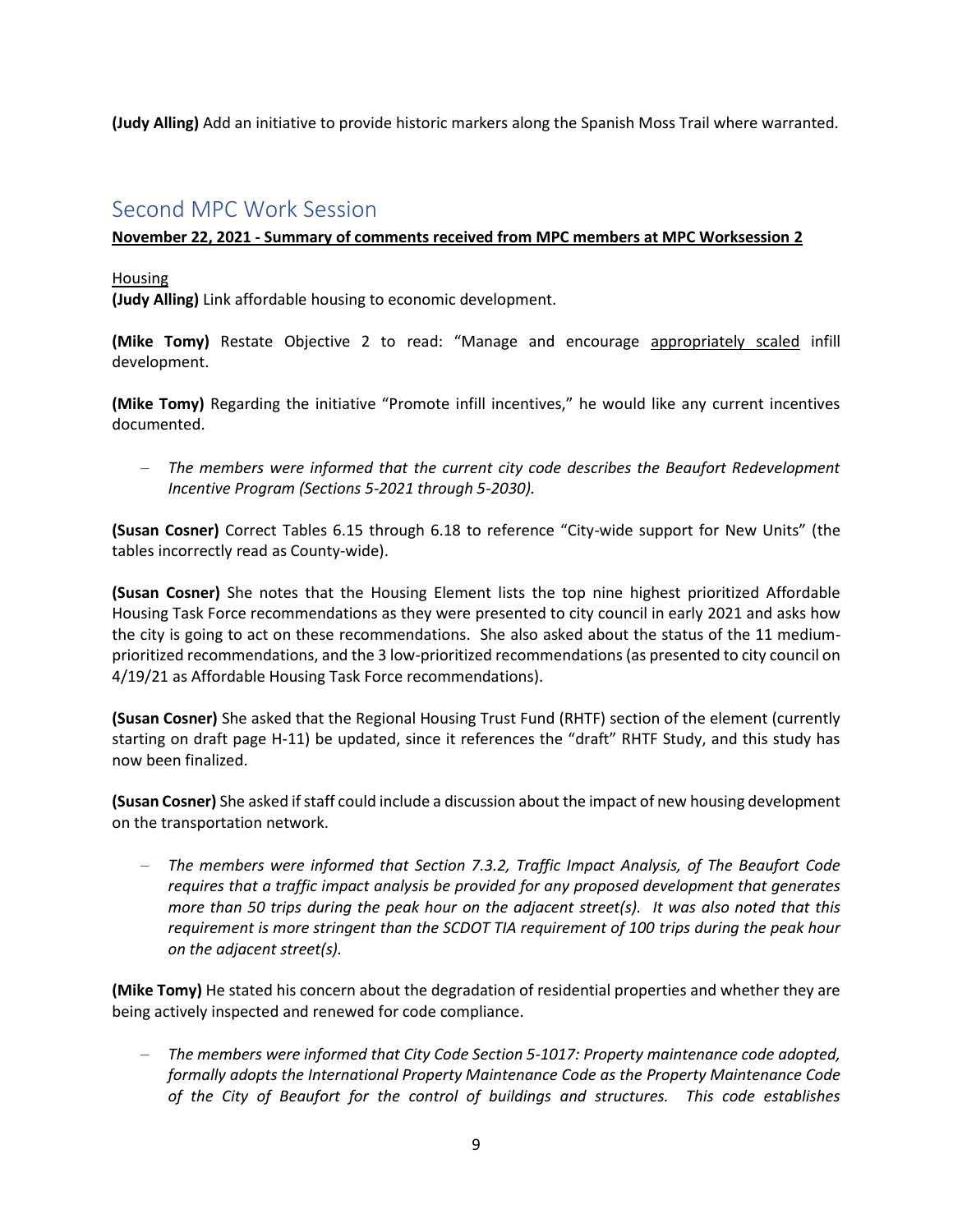**(Judy Alling)** Add an initiative to provide historic markers along the Spanish Moss Trail where warranted.

## Second MPC Work Session

**November 22, 2021 - Summary of comments received from MPC members at MPC Worksession 2**

Housing

**(Judy Alling)** Link affordable housing to economic development.

**(Mike Tomy)** Restate Objective 2 to read: "Manage and encourage appropriately scaled infill development.

**(Mike Tomy)** Regarding the initiative "Promote infill incentives," he would like any current incentives documented.

- *The members were informed that the current city code describes the Beaufort Redevelopment Incentive Program (Sections 5-2021 through 5-2030).*

**(Susan Cosner)** Correct Tables 6.15 through 6.18 to reference "City-wide support for New Units" (the tables incorrectly read as County-wide).

**(Susan Cosner)** She notes that the Housing Element lists the top nine highest prioritized Affordable Housing Task Force recommendations as they were presented to city council in early 2021 and asks how the city is going to act on these recommendations. She also asked about the status of the 11 medium-prioritized recommendations, and the 3 low-prioritized recommendations (as presented to city council on 4/19/21 as Affordable Housing Task Force recommendations).

**(Susan Cosner)** She asked that the Regional Housing Trust Fund (RHTF) section of the element (currently starting on draft page H-11) be updated, since it references the "draft" RHTF Study, and this study has now been finalized.

**(Susan Cosner)** She asked if staff could include a discussion about the impact of new housing development on the transportation network.

- *The members were informed that Section 7.3.2, Traffic Impact Analysis, of The Beaufort Code requires that a traffic impact analysis be provided for any proposed development that generates more than 50 trips during the peak hour on the adjacent street(s). It was also noted that this requirement is more stringent than the SCDOT TIA requirement of 100 trips during the peak hour on the adjacent street(s).*

**(Mike Tomy)** He stated his concern about the degradation of residential properties and whether they are being actively inspected and renewed for code compliance.

- *The members were informed that City Code Section 5-1017: Property maintenance code adopted, formally adopts the International Property Maintenance Code as the Property Maintenance Code of the City of Beaufort for the control of buildings and structures. This code establishes*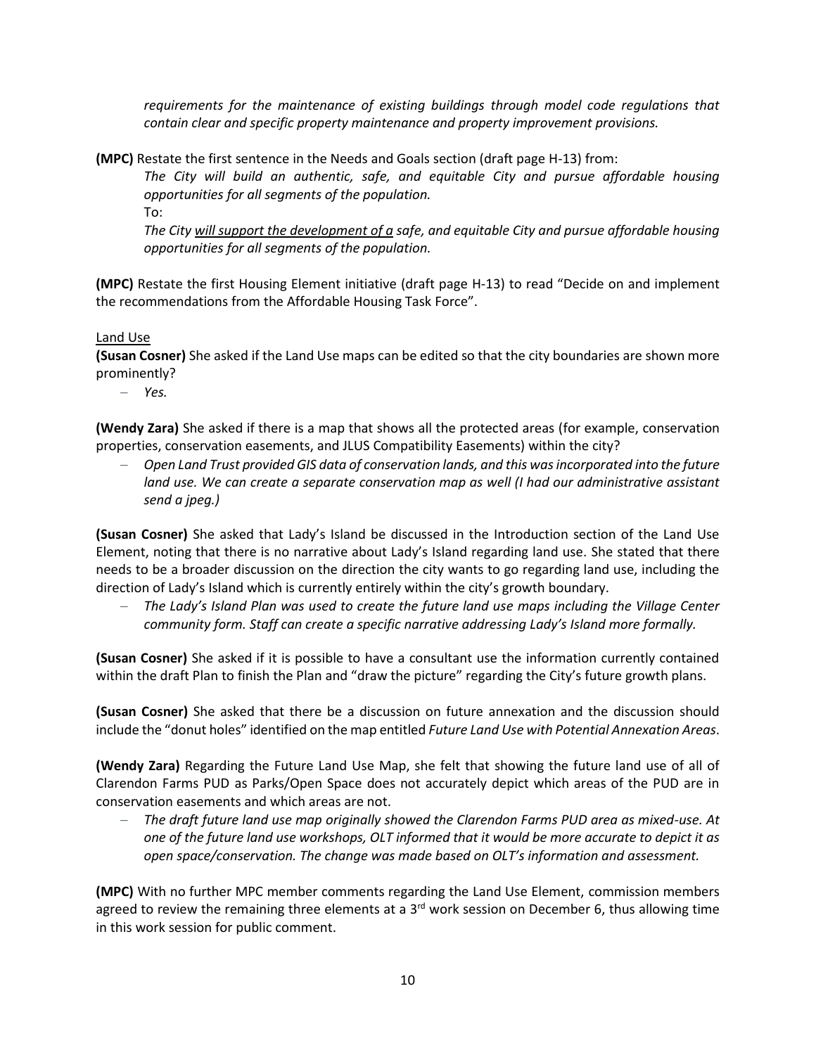*requirements for the maintenance of existing buildings through model code regulations that contain clear and specific property maintenance and property improvement provisions.*

**(MPC)** Restate the first sentence in the Needs and Goals section (draft page H-13) from:

*The City will build an authentic, safe, and equitable City and pursue affordable housing opportunities for all segments of the population.*

To:

*The City <u>will support the development of a</u> safe, and equitable City and pursue affordable housing opportunities for all segments of the population.*

**(MPC)** Restate the first Housing Element initiative (draft page H-13) to read "Decide on and implement the recommendations from the Affordable Housing Task Force".

<u>Land Use</u>

**(Susan Cosner)** She asked if the Land Use maps can be edited so that the city boundaries are shown more prominently?

- *Yes.*

**(Wendy Zara)** She asked if there is a map that shows all the protected areas (for example, conservation properties, conservation easements, and JLUS Compatibility Easements) within the city?

- *Open Land Trust provided GIS data of conservation lands, and this was incorporated into the future land use. We can create a separate conservation map as well (I had our administrative assistant send a jpeg.)*

**(Susan Cosner)** She asked that Lady's Island be discussed in the Introduction section of the Land Use Element, noting that there is no narrative about Lady's Island regarding land use. She stated that there needs to be a broader discussion on the direction the city wants to go regarding land use, including the direction of Lady's Island which is currently entirely within the city's growth boundary.

- *The Lady's Island Plan was used to create the future land use maps including the Village Center community form. Staff can create a specific narrative addressing Lady's Island more formally.*

**(Susan Cosner)** She asked if it is possible to have a consultant use the information currently contained within the draft Plan to finish the Plan and "draw the picture" regarding the City's future growth plans.

**(Susan Cosner)** She asked that there be a discussion on future annexation and the discussion should include the "donut holes" identified on the map entitled *Future Land Use with Potential Annexation Areas*.

**(Wendy Zara)** Regarding the Future Land Use Map, she felt that showing the future land use of all of Clarendon Farms PUD as Parks/Open Space does not accurately depict which areas of the PUD are in conservation easements and which areas are not.

- *The draft future land use map originally showed the Clarendon Farms PUD area as mixed-use. At one of the future land use workshops, OLT informed that it would be more accurate to depict it as open space/conservation. The change was made based on OLT's information and assessment.*

**(MPC)** With no further MPC member comments regarding the Land Use Element, commission members agreed to review the remaining three elements at a 3rd work session on December 6, thus allowing time in this work session for public comment.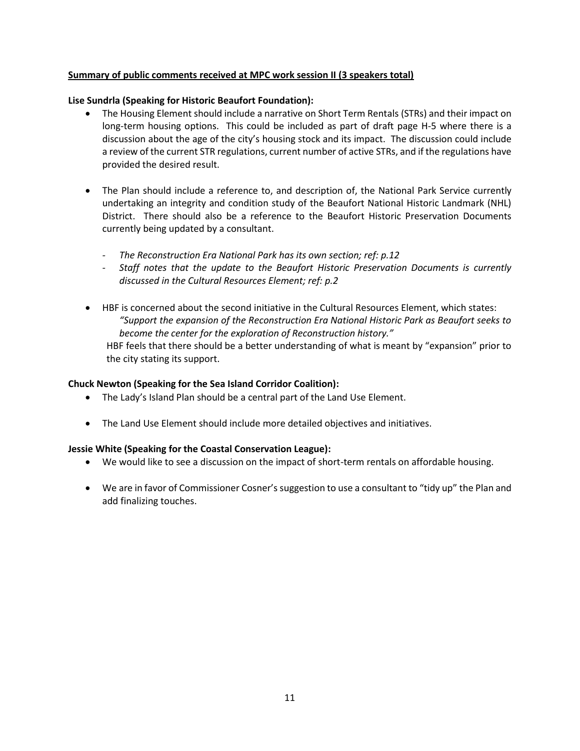**Summary of public comments received at MPC work session II (3 speakers total)**

**Lise Sundrla (Speaking for Historic Beaufort Foundation):**

- The Housing Element should include a narrative on Short Term Rentals (STRs) and their impact on long-term housing options. This could be included as part of draft page H-5 where there is a discussion about the age of the city's housing stock and its impact. The discussion could include a review of the current STR regulations, current number of active STRs, and if the regulations have provided the desired result.

- The Plan should include a reference to, and description of, the National Park Service currently undertaking an integrity and condition study of the Beaufort National Historic Landmark (NHL) District. There should also be a reference to the Beaufort Historic Preservation Documents currently being updated by a consultant.

  - *The Reconstruction Era National Park has its own section; ref: p.12*
  - *Staff notes that the update to the Beaufort Historic Preservation Documents is currently discussed in the Cultural Resources Element; ref: p.2*

- HBF is concerned about the second initiative in the Cultural Resources Element, which states:

  *"Support the expansion of the Reconstruction Era National Historic Park as Beaufort seeks to become the center for the exploration of Reconstruction history."*

  HBF feels that there should be a better understanding of what is meant by "expansion" prior to the city stating its support.

**Chuck Newton (Speaking for the Sea Island Corridor Coalition):**

- The Lady's Island Plan should be a central part of the Land Use Element.

- The Land Use Element should include more detailed objectives and initiatives.

**Jessie White (Speaking for the Coastal Conservation League):**

- We would like to see a discussion on the impact of short-term rentals on affordable housing.

- We are in favor of Commissioner Cosner's suggestion to use a consultant to "tidy up" the Plan and add finalizing touches.